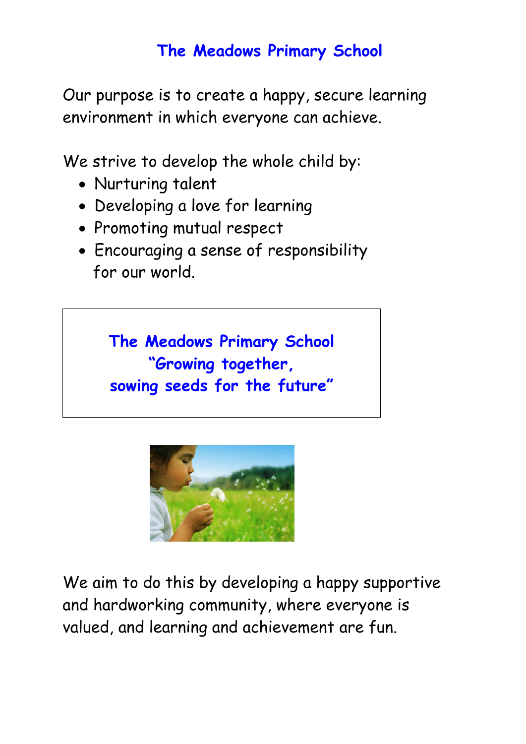# The Meadows Primary School

Our purpose is to create a happy, secure learning environment in which everyone can achieve.

We strive to develop the whole child by:

- Nurturing talent
- Developing a love for learning
- Promoting mutual respect
- Encouraging a sense of responsibility for our world.

**The Meadows Primary School**
**"Growing together, sowing seeds for the future"**

We aim to do this by developing a happy supportive and hardworking community, where everyone is valued, and learning and achievement are fun.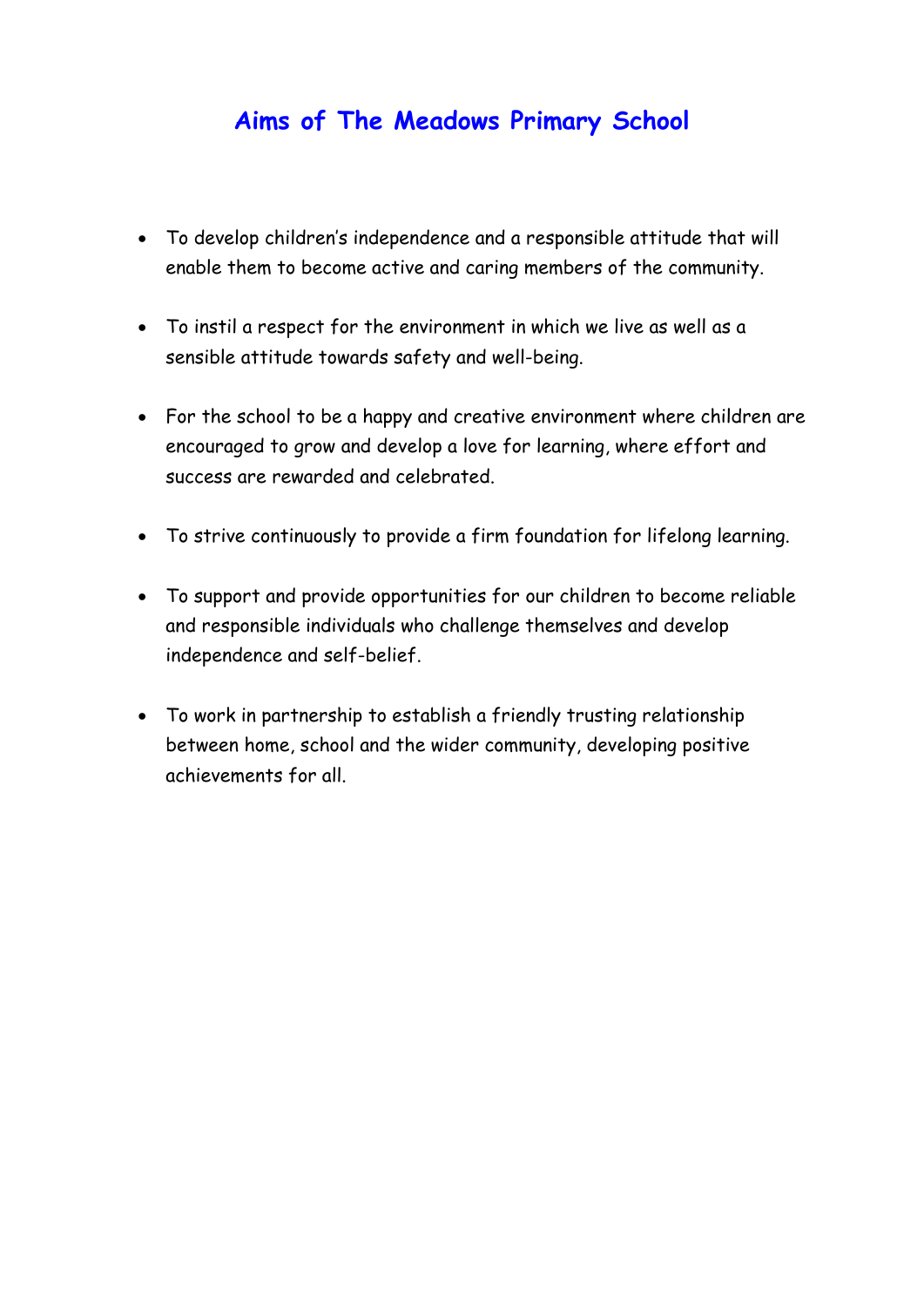# Aims of The Meadows Primary School

- To develop children's independence and a responsible attitude that will enable them to become active and caring members of the community.
- To instil a respect for the environment in which we live as well as a sensible attitude towards safety and well-being.
- For the school to be a happy and creative environment where children are encouraged to grow and develop a love for learning, where effort and success are rewarded and celebrated.
- To strive continuously to provide a firm foundation for lifelong learning.
- To support and provide opportunities for our children to become reliable and responsible individuals who challenge themselves and develop independence and self-belief.
- To work in partnership to establish a friendly trusting relationship between home, school and the wider community, developing positive achievements for all.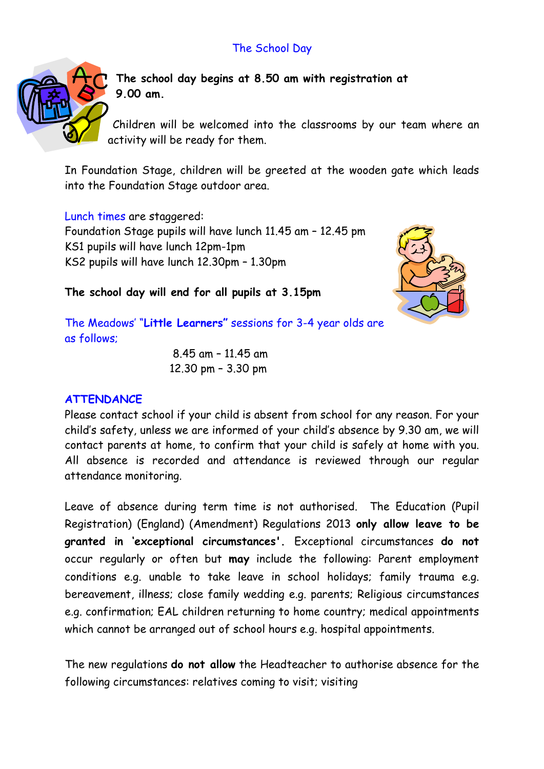## The School Day

**The school day begins at 8.50 am with registration at 9.00 am.**

Children will be welcomed into the classrooms by our team where an activity will be ready for them.

In Foundation Stage, children will be greeted at the wooden gate which leads into the Foundation Stage outdoor area.

Lunch times are staggered:
Foundation Stage pupils will have lunch 11.45 am – 12.45 pm
KS1 pupils will have lunch 12pm-1pm
KS2 pupils will have lunch 12.30pm – 1.30pm

**The school day will end for all pupils at 3.15pm**

The Meadows' "**Little Learners**" sessions for 3-4 year olds are as follows;

8.45 am – 11.45 am
12.30 pm – 3.30 pm

### ATTENDANCE

Please contact school if your child is absent from school for any reason. For your child's safety, unless we are informed of your child's absence by 9.30 am, we will contact parents at home, to confirm that your child is safely at home with you. All absence is recorded and attendance is reviewed through our regular attendance monitoring.

Leave of absence during term time is not authorised. The Education (Pupil Registration) (England) (Amendment) Regulations 2013 **only allow leave to be granted in 'exceptional circumstances'.** Exceptional circumstances **do not** occur regularly or often but **may** include the following: Parent employment conditions e.g. unable to take leave in school holidays; family trauma e.g. bereavement, illness; close family wedding e.g. parents; Religious circumstances e.g. confirmation; EAL children returning to home country; medical appointments which cannot be arranged out of school hours e.g. hospital appointments.

The new regulations **do not allow** the Headteacher to authorise absence for the following circumstances: relatives coming to visit; visiting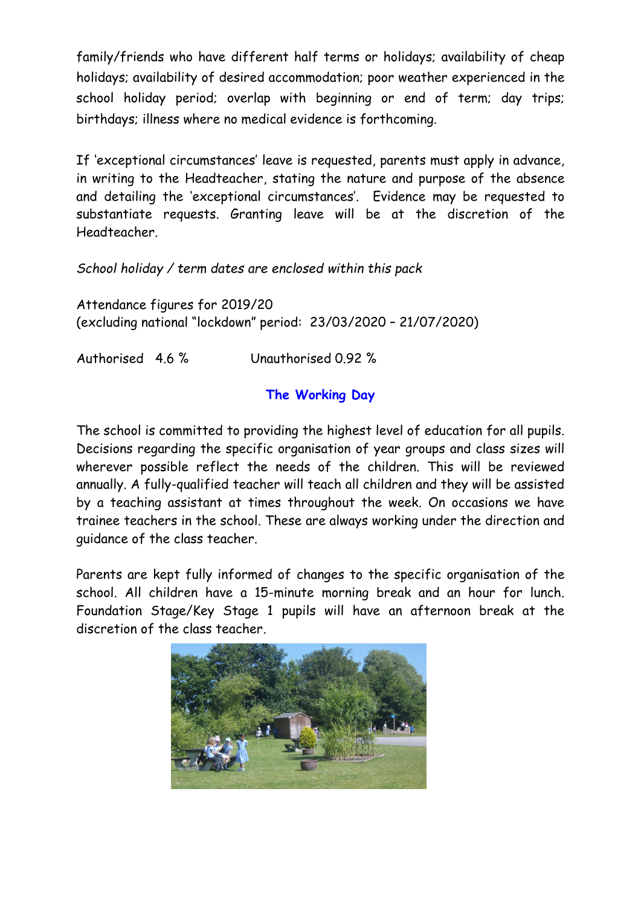family/friends who have different half terms or holidays; availability of cheap holidays; availability of desired accommodation; poor weather experienced in the school holiday period; overlap with beginning or end of term; day trips; birthdays; illness where no medical evidence is forthcoming.

If 'exceptional circumstances' leave is requested, parents must apply in advance, in writing to the Headteacher, stating the nature and purpose of the absence and detailing the 'exceptional circumstances'. Evidence may be requested to substantiate requests. Granting leave will be at the discretion of the Headteacher.

*School holiday / term dates are enclosed within this pack*

Attendance figures for 2019/20
(excluding national "lockdown" period: 23/03/2020 – 21/07/2020)

Authorised 4.6 % Unauthorised 0.92 %

## The Working Day

The school is committed to providing the highest level of education for all pupils. Decisions regarding the specific organisation of year groups and class sizes will wherever possible reflect the needs of the children. This will be reviewed annually. A fully-qualified teacher will teach all children and they will be assisted by a teaching assistant at times throughout the week. On occasions we have trainee teachers in the school. These are always working under the direction and guidance of the class teacher.

Parents are kept fully informed of changes to the specific organisation of the school. All children have a 15-minute morning break and an hour for lunch. Foundation Stage/Key Stage 1 pupils will have an afternoon break at the discretion of the class teacher.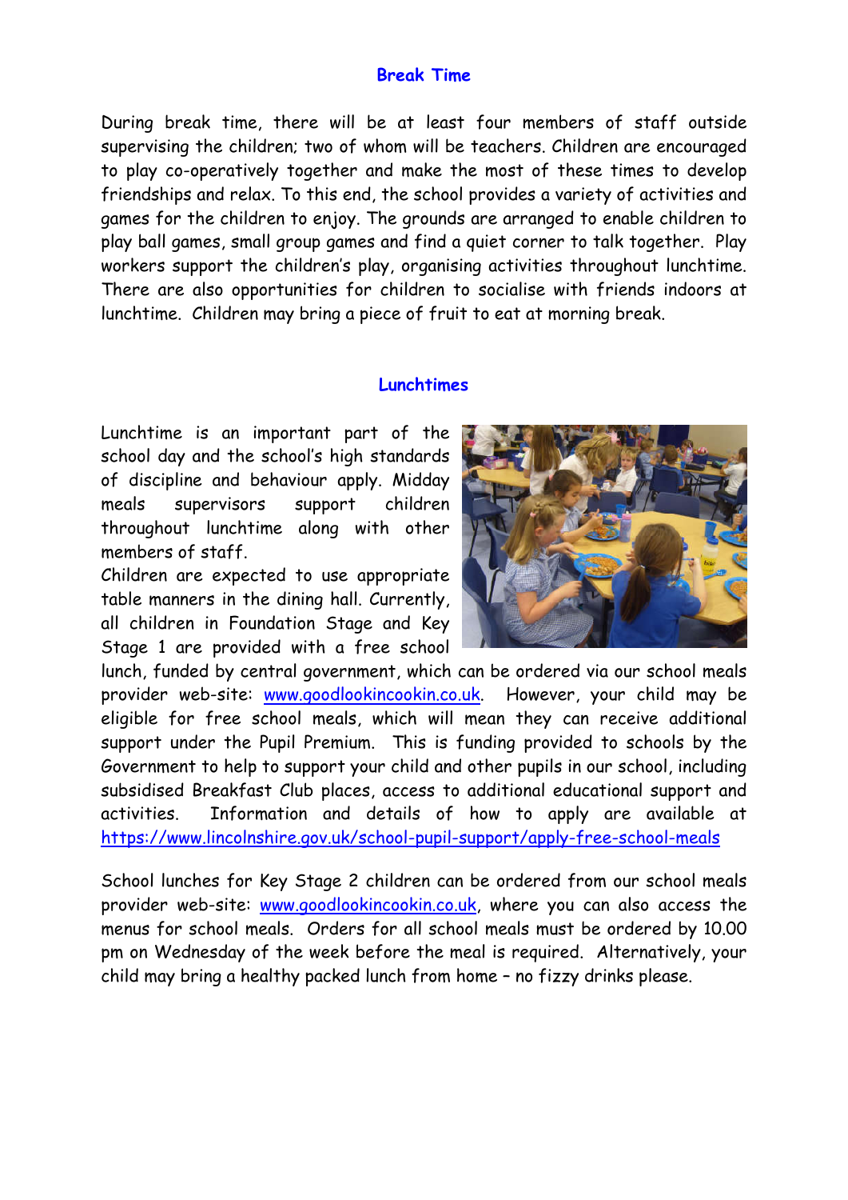## Break Time

During break time, there will be at least four members of staff outside supervising the children; two of whom will be teachers. Children are encouraged to play co-operatively together and make the most of these times to develop friendships and relax. To this end, the school provides a variety of activities and games for the children to enjoy. The grounds are arranged to enable children to play ball games, small group games and find a quiet corner to talk together. Play workers support the children's play, organising activities throughout lunchtime. There are also opportunities for children to socialise with friends indoors at lunchtime. Children may bring a piece of fruit to eat at morning break.

## Lunchtimes

Lunchtime is an important part of the school day and the school's high standards of discipline and behaviour apply. Midday meals supervisors support children throughout lunchtime along with other members of staff.

Children are expected to use appropriate table manners in the dining hall. Currently, all children in Foundation Stage and Key Stage 1 are provided with a free school lunch, funded by central government, which can be ordered via our school meals provider web-site: www.goodlookincookin.co.uk. However, your child may be eligible for free school meals, which will mean they can receive additional support under the Pupil Premium. This is funding provided to schools by the Government to help to support your child and other pupils in our school, including subsidised Breakfast Club places, access to additional educational support and activities. Information and details of how to apply are available at https://www.lincolnshire.gov.uk/school-pupil-support/apply-free-school-meals

School lunches for Key Stage 2 children can be ordered from our school meals provider web-site: www.goodlookincookin.co.uk, where you can also access the menus for school meals. Orders for all school meals must be ordered by 10.00 pm on Wednesday of the week before the meal is required. Alternatively, your child may bring a healthy packed lunch from home – no fizzy drinks please.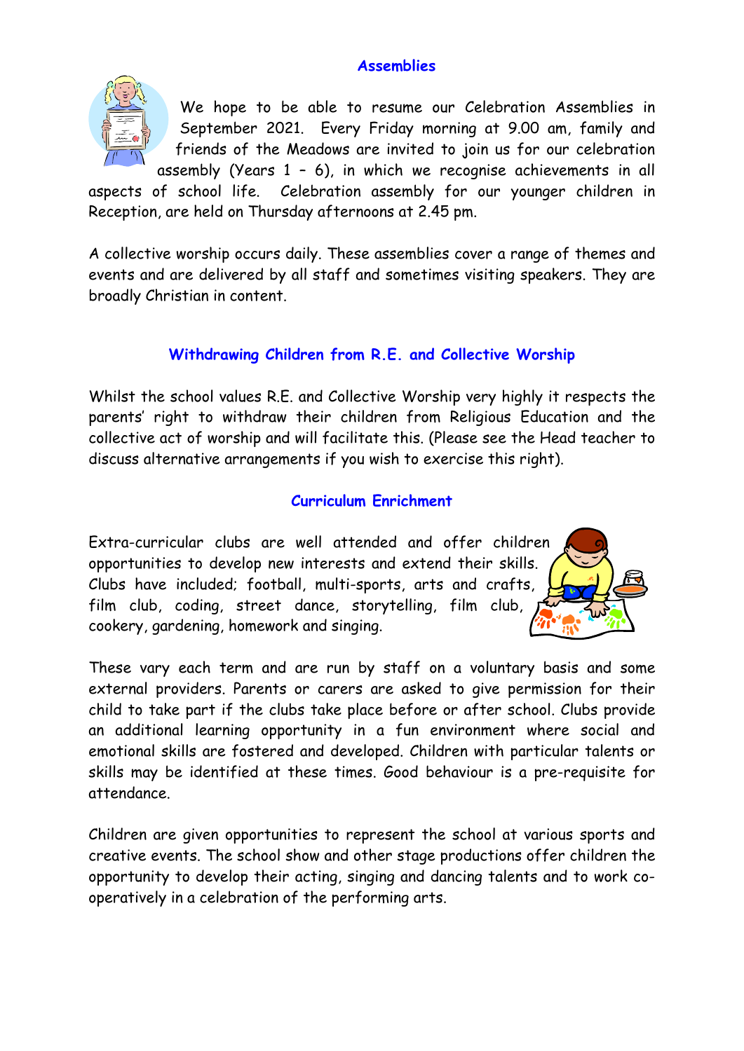## Assemblies

We hope to be able to resume our Celebration Assemblies in September 2021. Every Friday morning at 9.00 am, family and friends of the Meadows are invited to join us for our celebration assembly (Years 1 – 6), in which we recognise achievements in all aspects of school life. Celebration assembly for our younger children in Reception, are held on Thursday afternoons at 2.45 pm.

A collective worship occurs daily. These assemblies cover a range of themes and events and are delivered by all staff and sometimes visiting speakers. They are broadly Christian in content.

## Withdrawing Children from R.E. and Collective Worship

Whilst the school values R.E. and Collective Worship very highly it respects the parents' right to withdraw their children from Religious Education and the collective act of worship and will facilitate this. (Please see the Head teacher to discuss alternative arrangements if you wish to exercise this right).

## Curriculum Enrichment

Extra-curricular clubs are well attended and offer children opportunities to develop new interests and extend their skills. Clubs have included; football, multi-sports, arts and crafts, film club, coding, street dance, storytelling, film club, cookery, gardening, homework and singing.

These vary each term and are run by staff on a voluntary basis and some external providers. Parents or carers are asked to give permission for their child to take part if the clubs take place before or after school. Clubs provide an additional learning opportunity in a fun environment where social and emotional skills are fostered and developed. Children with particular talents or skills may be identified at these times. Good behaviour is a pre-requisite for attendance.

Children are given opportunities to represent the school at various sports and creative events. The school show and other stage productions offer children the opportunity to develop their acting, singing and dancing talents and to work co-operatively in a celebration of the performing arts.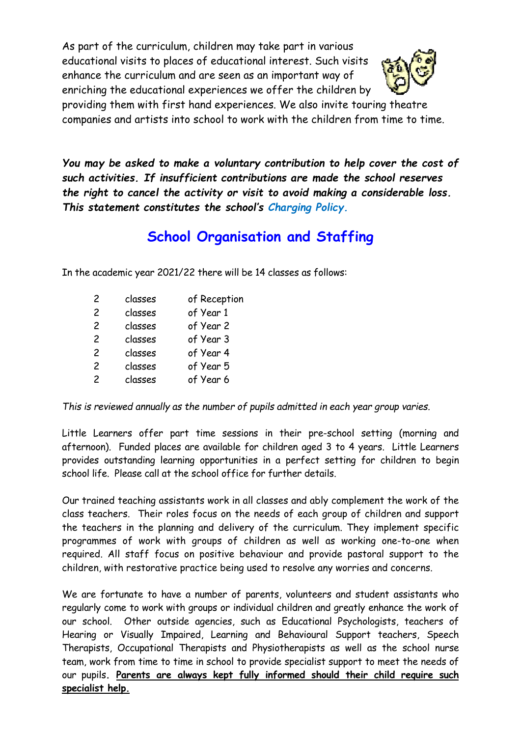As part of the curriculum, children may take part in various educational visits to places of educational interest. Such visits enhance the curriculum and are seen as an important way of enriching the educational experiences we offer the children by providing them with first hand experiences. We also invite touring theatre companies and artists into school to work with the children from time to time.

***You may be asked to make a voluntary contribution to help cover the cost of such activities. If insufficient contributions are made the school reserves the right to cancel the activity or visit to avoid making a considerable loss. This statement constitutes the school's Charging Policy.***

## School Organisation and Staffing

In the academic year 2021/22 there will be 14 classes as follows:

| | | |
|---|---|---|
| 2 | classes | of Reception |
| 2 | classes | of Year 1 |
| 2 | classes | of Year 2 |
| 2 | classes | of Year 3 |
| 2 | classes | of Year 4 |
| 2 | classes | of Year 5 |
| 2 | classes | of Year 6 |

*This is reviewed annually as the number of pupils admitted in each year group varies.*

Little Learners offer part time sessions in their pre-school setting (morning and afternoon). Funded places are available for children aged 3 to 4 years. Little Learners provides outstanding learning opportunities in a perfect setting for children to begin school life. Please call at the school office for further details.

Our trained teaching assistants work in all classes and ably complement the work of the class teachers. Their roles focus on the needs of each group of children and support the teachers in the planning and delivery of the curriculum. They implement specific programmes of work with groups of children as well as working one-to-one when required. All staff focus on positive behaviour and provide pastoral support to the children, with restorative practice being used to resolve any worries and concerns.

We are fortunate to have a number of parents, volunteers and student assistants who regularly come to work with groups or individual children and greatly enhance the work of our school. Other outside agencies, such as Educational Psychologists, teachers of Hearing or Visually Impaired, Learning and Behavioural Support teachers, Speech Therapists, Occupational Therapists and Physiotherapists as well as the school nurse team, work from time to time in school to provide specialist support to meet the needs of our pupils. **Parents are always kept fully informed should their child require such specialist help.**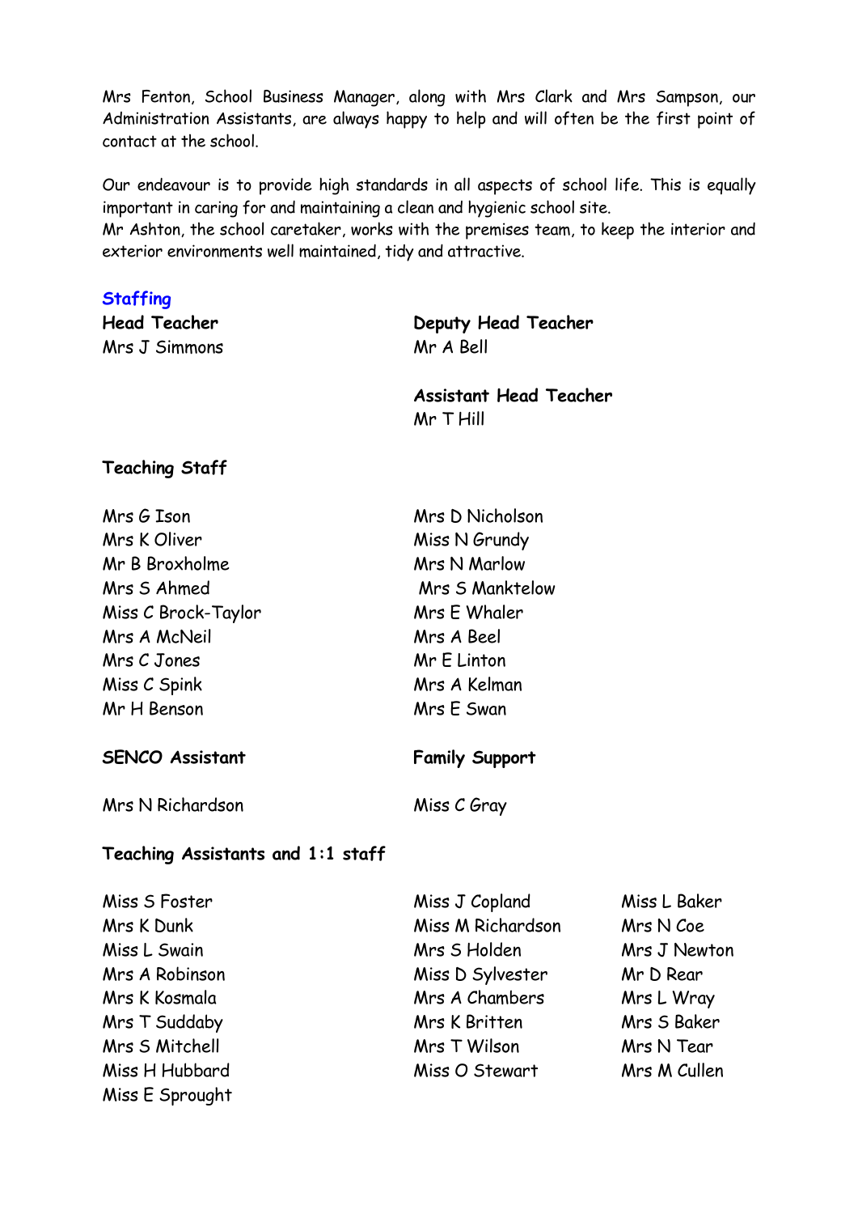Mrs Fenton, School Business Manager, along with Mrs Clark and Mrs Sampson, our Administration Assistants, are always happy to help and will often be the first point of contact at the school.

Our endeavour is to provide high standards in all aspects of school life. This is equally important in caring for and maintaining a clean and hygienic school site.
Mr Ashton, the school caretaker, works with the premises team, to keep the interior and exterior environments well maintained, tidy and attractive.

## Staffing

**Head Teacher**
Mrs J Simmons

**Deputy Head Teacher**
Mr A Bell

**Assistant Head Teacher**
Mr T Hill

**Teaching Staff**

Mrs G Ison
Mrs K Oliver
Mr B Broxholme
Mrs S Ahmed
Miss C Brock-Taylor
Mrs A McNeil
Mrs C Jones
Miss C Spink
Mr H Benson
Mrs D Nicholson
Miss N Grundy
Mrs N Marlow
Mrs S Manktelow
Mrs E Whaler
Mrs A Beel
Mr E Linton
Mrs A Kelman
Mrs E Swan

**SENCO Assistant**

Mrs N Richardson

**Family Support**

Miss C Gray

**Teaching Assistants and 1:1 staff**

Miss S Foster
Mrs K Dunk
Miss L Swain
Mrs A Robinson
Mrs K Kosmala
Mrs T Suddaby
Mrs S Mitchell
Miss H Hubbard
Miss E Sprought
Miss J Copland
Miss M Richardson
Mrs S Holden
Miss D Sylvester
Mrs A Chambers
Mrs K Britten
Mrs T Wilson
Miss O Stewart
Miss L Baker
Mrs N Coe
Mrs J Newton
Mr D Rear
Mrs L Wray
Mrs S Baker
Mrs N Tear
Mrs M Cullen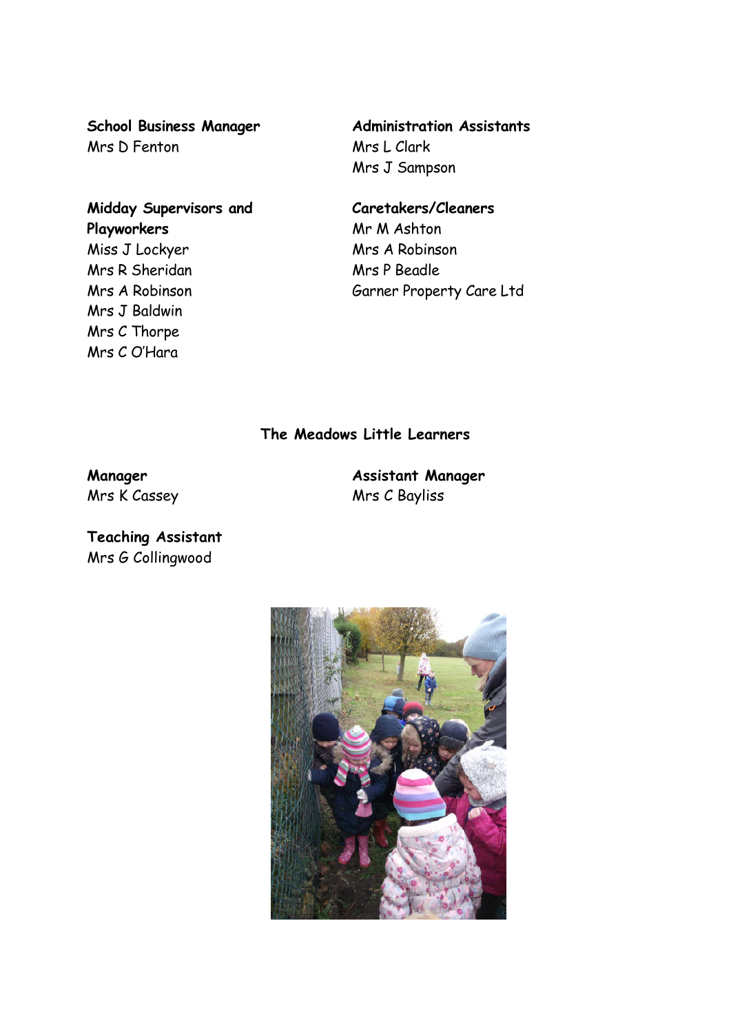**School Business Manager**
Mrs D Fenton

**Administration Assistants**
Mrs L Clark
Mrs J Sampson

**Midday Supervisors and Playworkers**
Miss J Lockyer
Mrs R Sheridan
Mrs A Robinson
Mrs J Baldwin
Mrs C Thorpe
Mrs C O'Hara

**Caretakers/Cleaners**
Mr M Ashton
Mrs A Robinson
Mrs P Beadle
Garner Property Care Ltd

## The Meadows Little Learners

**Manager**
Mrs K Cassey

**Assistant Manager**
Mrs C Bayliss

**Teaching Assistant**
Mrs G Collingwood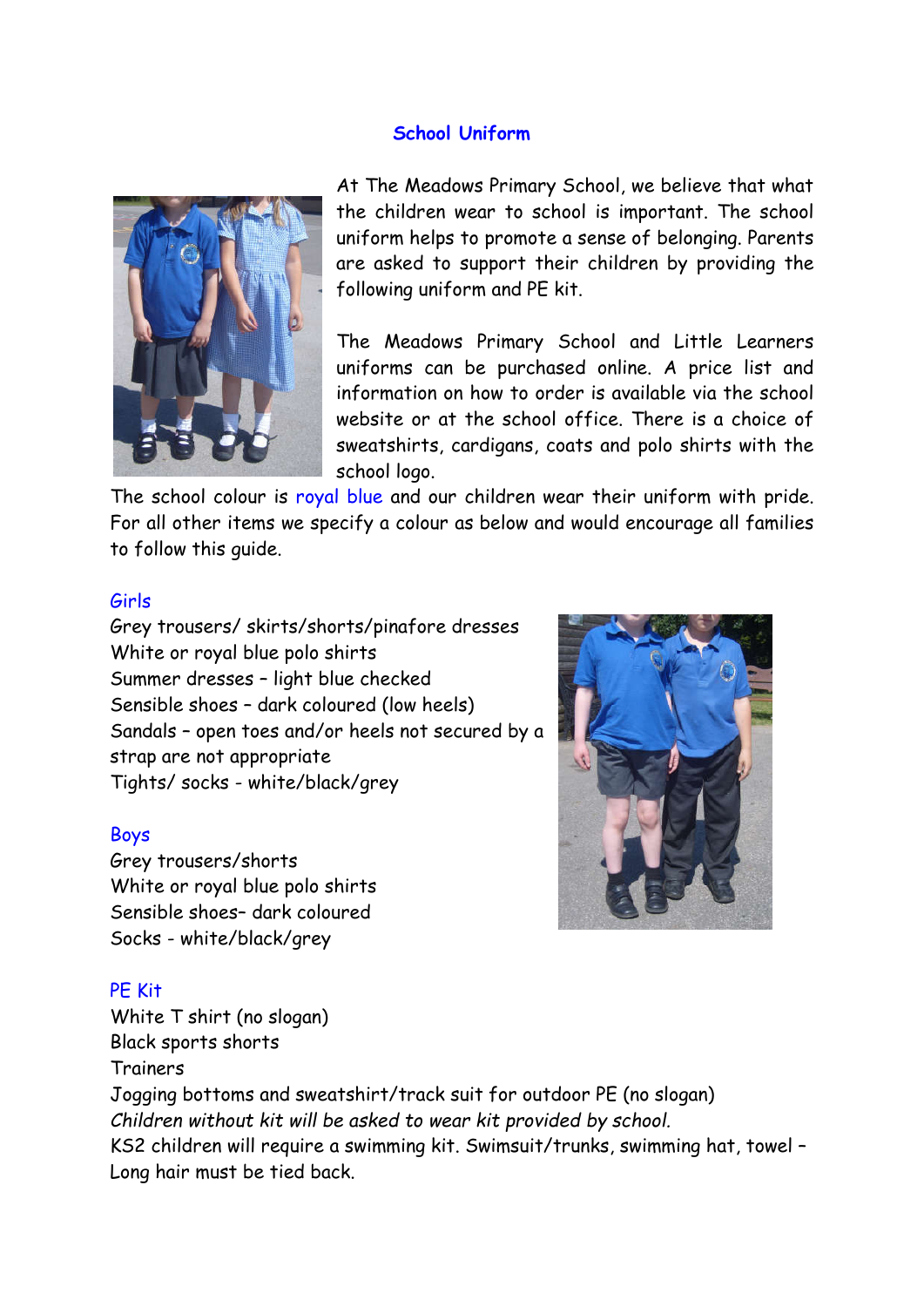## School Uniform

At The Meadows Primary School, we believe that what the children wear to school is important. The school uniform helps to promote a sense of belonging. Parents are asked to support their children by providing the following uniform and PE kit.

The Meadows Primary School and Little Learners uniforms can be purchased online. A price list and information on how to order is available via the school website or at the school office. There is a choice of sweatshirts, cardigans, coats and polo shirts with the school logo.

The school colour is royal blue and our children wear their uniform with pride. For all other items we specify a colour as below and would encourage all families to follow this guide.

### Girls

Grey trousers/ skirts/shorts/pinafore dresses
White or royal blue polo shirts
Summer dresses – light blue checked
Sensible shoes – dark coloured (low heels)
Sandals – open toes and/or heels not secured by a strap are not appropriate
Tights/ socks - white/black/grey

### Boys

Grey trousers/shorts
White or royal blue polo shirts
Sensible shoes– dark coloured
Socks - white/black/grey

### PE Kit

White T shirt (no slogan)
Black sports shorts
Trainers
Jogging bottoms and sweatshirt/track suit for outdoor PE (no slogan)
*Children without kit will be asked to wear kit provided by school.*
KS2 children will require a swimming kit. Swimsuit/trunks, swimming hat, towel – Long hair must be tied back.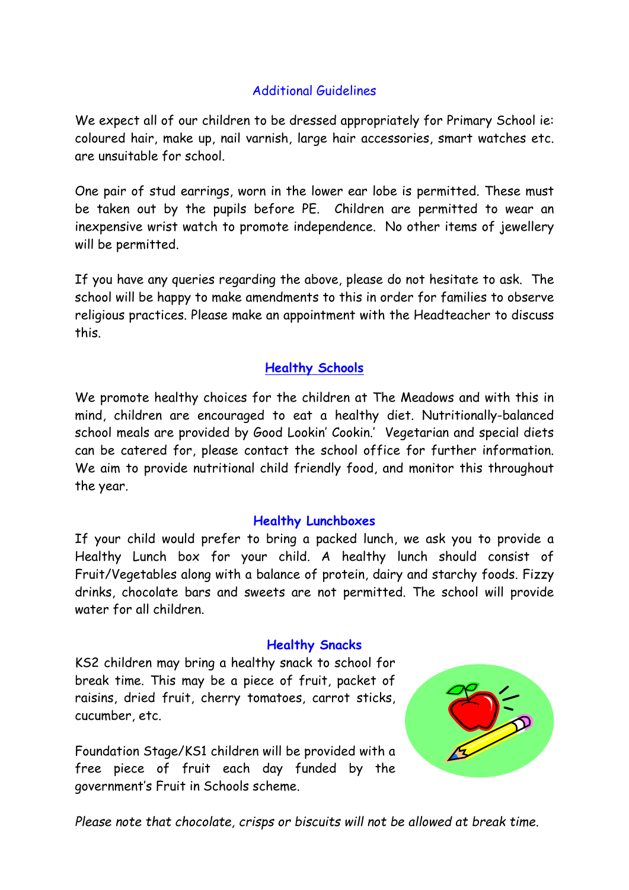## Additional Guidelines

We expect all of our children to be dressed appropriately for Primary School ie: coloured hair, make up, nail varnish, large hair accessories, smart watches etc. are unsuitable for school.

One pair of stud earrings, worn in the lower ear lobe is permitted. These must be taken out by the pupils before PE. Children are permitted to wear an inexpensive wrist watch to promote independence. No other items of jewellery will be permitted.

If you have any queries regarding the above, please do not hesitate to ask. The school will be happy to make amendments to this in order for families to observe religious practices. Please make an appointment with the Headteacher to discuss this.

## Healthy Schools

We promote healthy choices for the children at The Meadows and with this in mind, children are encouraged to eat a healthy diet. Nutritionally-balanced school meals are provided by Good Lookin' Cookin.' Vegetarian and special diets can be catered for, please contact the school office for further information. We aim to provide nutritional child friendly food, and monitor this throughout the year.

### Healthy Lunchboxes

If your child would prefer to bring a packed lunch, we ask you to provide a Healthy Lunch box for your child. A healthy lunch should consist of Fruit/Vegetables along with a balance of protein, dairy and starchy foods. Fizzy drinks, chocolate bars and sweets are not permitted. The school will provide water for all children.

### Healthy Snacks

KS2 children may bring a healthy snack to school for break time. This may be a piece of fruit, packet of raisins, dried fruit, cherry tomatoes, carrot sticks, cucumber, etc.

Foundation Stage/KS1 children will be provided with a free piece of fruit each day funded by the government's Fruit in Schools scheme.

*Please note that chocolate, crisps or biscuits will not be allowed at break time.*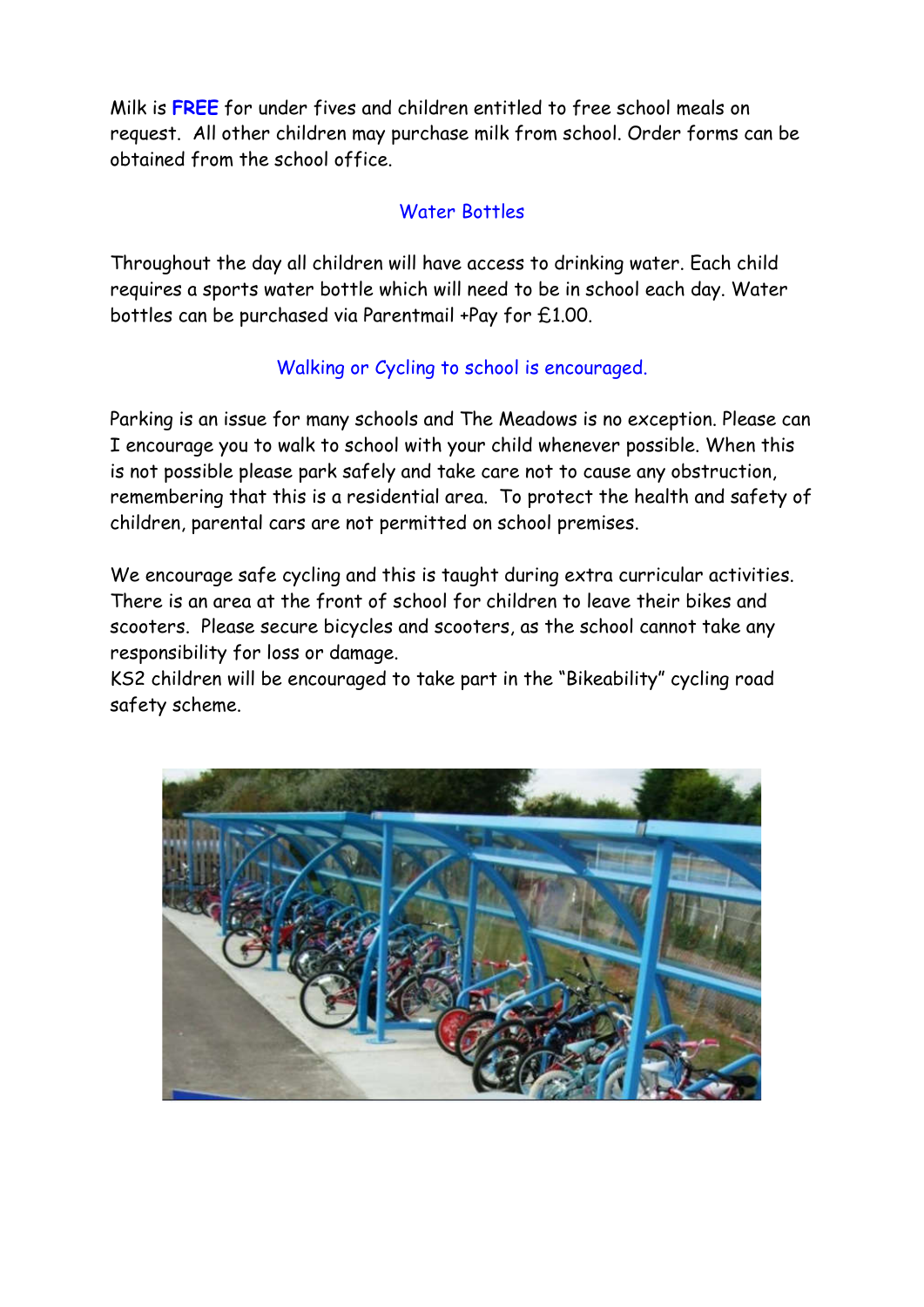Milk is **FREE** for under fives and children entitled to free school meals on request. All other children may purchase milk from school. Order forms can be obtained from the school office.

## Water Bottles

Throughout the day all children will have access to drinking water. Each child requires a sports water bottle which will need to be in school each day. Water bottles can be purchased via Parentmail +Pay for £1.00.

## Walking or Cycling to school is encouraged.

Parking is an issue for many schools and The Meadows is no exception. Please can I encourage you to walk to school with your child whenever possible. When this is not possible please park safely and take care not to cause any obstruction, remembering that this is a residential area. To protect the health and safety of children, parental cars are not permitted on school premises.

We encourage safe cycling and this is taught during extra curricular activities. There is an area at the front of school for children to leave their bikes and scooters. Please secure bicycles and scooters, as the school cannot take any responsibility for loss or damage.
KS2 children will be encouraged to take part in the "Bikeability" cycling road safety scheme.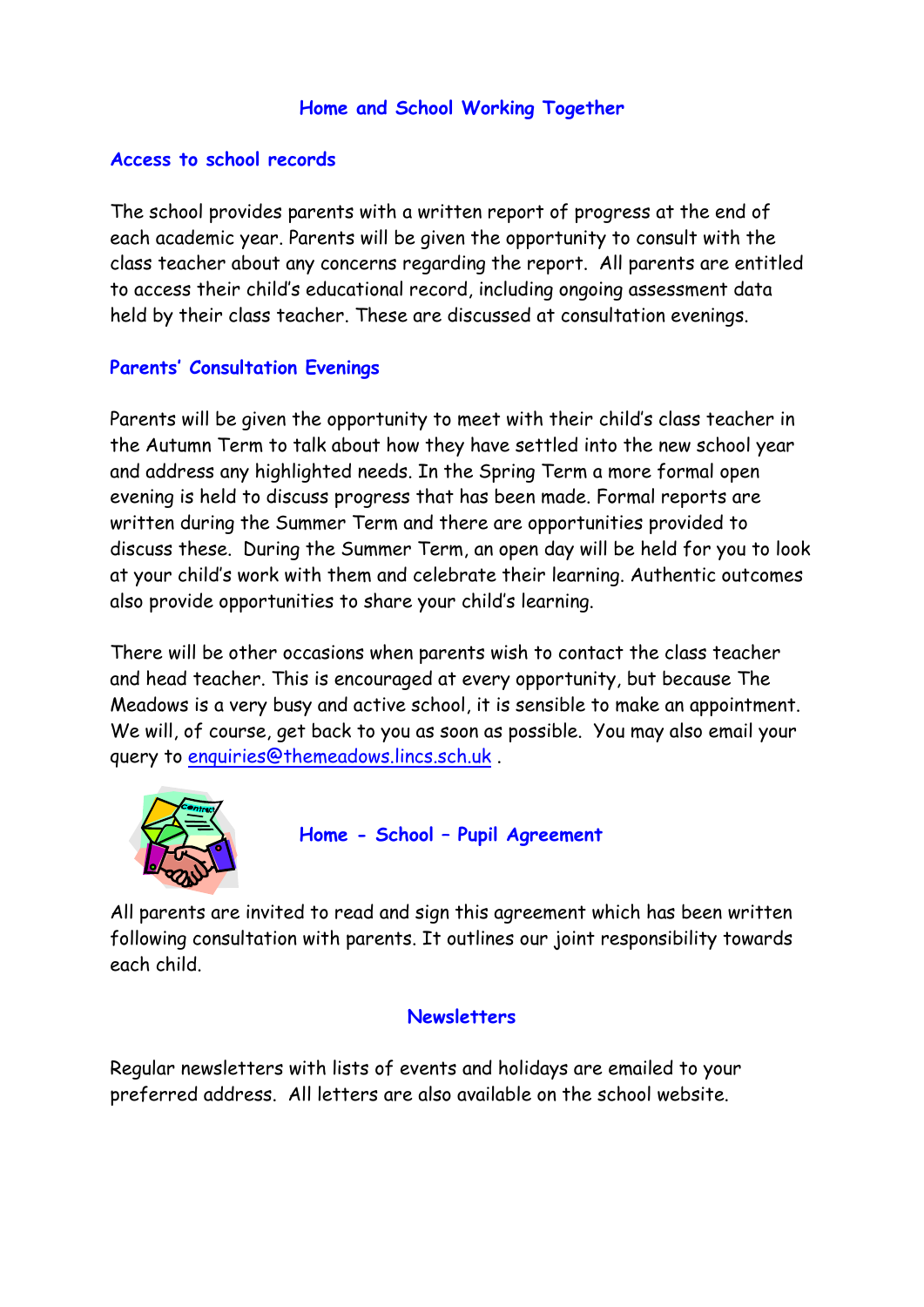# Home and School Working Together

## Access to school records

The school provides parents with a written report of progress at the end of each academic year. Parents will be given the opportunity to consult with the class teacher about any concerns regarding the report. All parents are entitled to access their child's educational record, including ongoing assessment data held by their class teacher. These are discussed at consultation evenings.

## Parents' Consultation Evenings

Parents will be given the opportunity to meet with their child's class teacher in the Autumn Term to talk about how they have settled into the new school year and address any highlighted needs. In the Spring Term a more formal open evening is held to discuss progress that has been made. Formal reports are written during the Summer Term and there are opportunities provided to discuss these. During the Summer Term, an open day will be held for you to look at your child's work with them and celebrate their learning. Authentic outcomes also provide opportunities to share your child's learning.

There will be other occasions when parents wish to contact the class teacher and head teacher. This is encouraged at every opportunity, but because The Meadows is a very busy and active school, it is sensible to make an appointment. We will, of course, get back to you as soon as possible. You may also email your query to enquiries@themeadows.lincs.sch.uk .

## Home - School – Pupil Agreement

All parents are invited to read and sign this agreement which has been written following consultation with parents. It outlines our joint responsibility towards each child.

## Newsletters

Regular newsletters with lists of events and holidays are emailed to your preferred address. All letters are also available on the school website.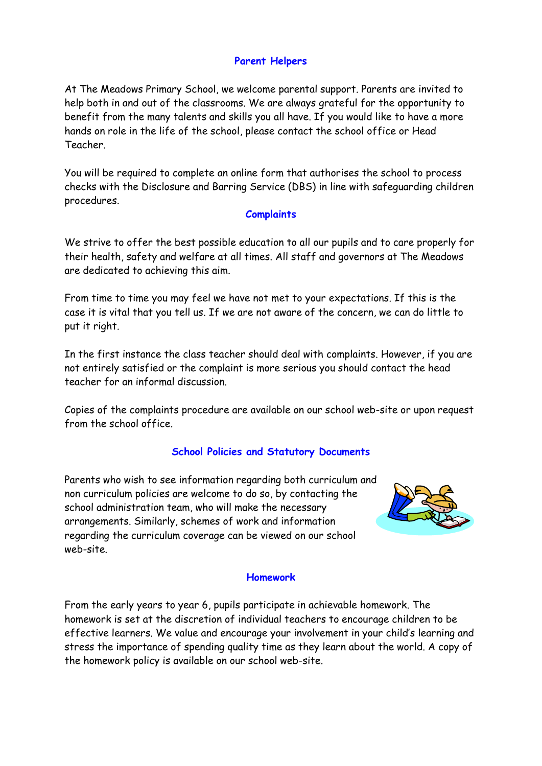## Parent Helpers

At The Meadows Primary School, we welcome parental support. Parents are invited to help both in and out of the classrooms. We are always grateful for the opportunity to benefit from the many talents and skills you all have. If you would like to have a more hands on role in the life of the school, please contact the school office or Head Teacher.

You will be required to complete an online form that authorises the school to process checks with the Disclosure and Barring Service (DBS) in line with safeguarding children procedures.

## Complaints

We strive to offer the best possible education to all our pupils and to care properly for their health, safety and welfare at all times. All staff and governors at The Meadows are dedicated to achieving this aim.

From time to time you may feel we have not met to your expectations. If this is the case it is vital that you tell us. If we are not aware of the concern, we can do little to put it right.

In the first instance the class teacher should deal with complaints. However, if you are not entirely satisfied or the complaint is more serious you should contact the head teacher for an informal discussion.

Copies of the complaints procedure are available on our school web-site or upon request from the school office.

## School Policies and Statutory Documents

Parents who wish to see information regarding both curriculum and non curriculum policies are welcome to do so, by contacting the school administration team, who will make the necessary arrangements. Similarly, schemes of work and information regarding the curriculum coverage can be viewed on our school web-site.

## Homework

From the early years to year 6, pupils participate in achievable homework. The homework is set at the discretion of individual teachers to encourage children to be effective learners. We value and encourage your involvement in your child's learning and stress the importance of spending quality time as they learn about the world. A copy of the homework policy is available on our school web-site.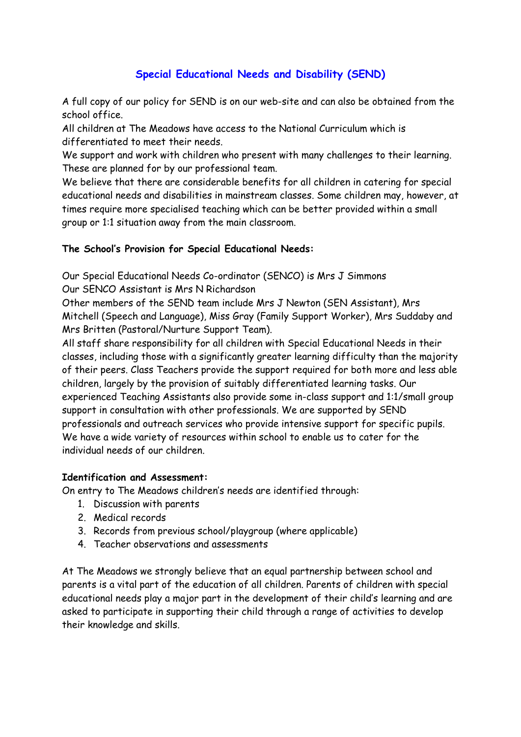# Special Educational Needs and Disability (SEND)

A full copy of our policy for SEND is on our web-site and can also be obtained from the school office.

All children at The Meadows have access to the National Curriculum which is differentiated to meet their needs.

We support and work with children who present with many challenges to their learning. These are planned for by our professional team.

We believe that there are considerable benefits for all children in catering for special educational needs and disabilities in mainstream classes. Some children may, however, at times require more specialised teaching which can be better provided within a small group or 1:1 situation away from the main classroom.

**The School's Provision for Special Educational Needs:**

Our Special Educational Needs Co-ordinator (SENCO) is Mrs J Simmons
Our SENCO Assistant is Mrs N Richardson
Other members of the SEND team include Mrs J Newton (SEN Assistant), Mrs Mitchell (Speech and Language), Miss Gray (Family Support Worker), Mrs Suddaby and Mrs Britten (Pastoral/Nurture Support Team).
All staff share responsibility for all children with Special Educational Needs in their classes, including those with a significantly greater learning difficulty than the majority of their peers. Class Teachers provide the support required for both more and less able children, largely by the provision of suitably differentiated learning tasks. Our experienced Teaching Assistants also provide some in-class support and 1:1/small group support in consultation with other professionals. We are supported by SEND professionals and outreach services who provide intensive support for specific pupils. We have a wide variety of resources within school to enable us to cater for the individual needs of our children.

**Identification and Assessment:**

On entry to The Meadows children's needs are identified through:

1. Discussion with parents
2. Medical records
3. Records from previous school/playgroup (where applicable)
4. Teacher observations and assessments

At The Meadows we strongly believe that an equal partnership between school and parents is a vital part of the education of all children. Parents of children with special educational needs play a major part in the development of their child's learning and are asked to participate in supporting their child through a range of activities to develop their knowledge and skills.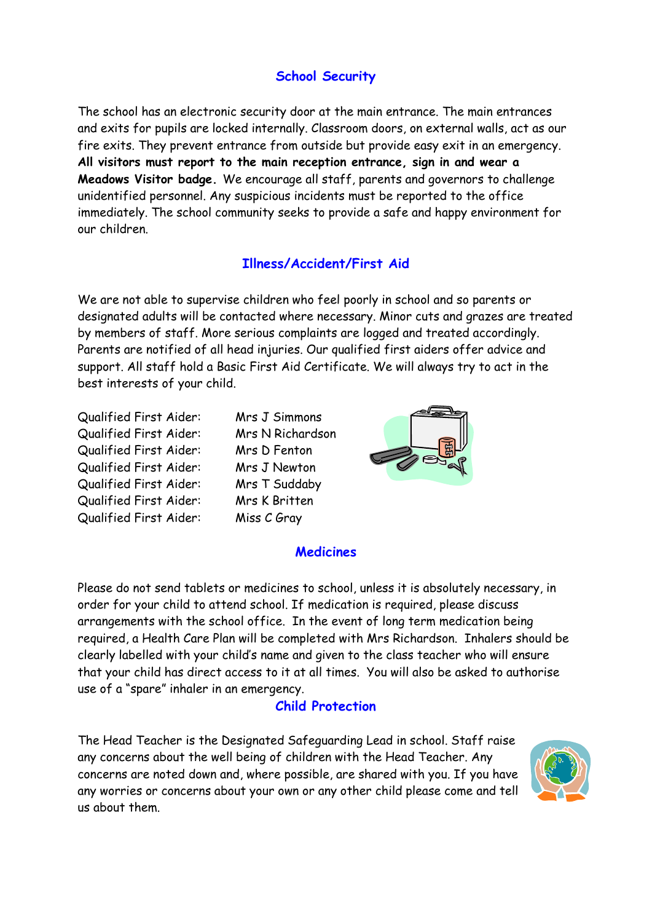## School Security

The school has an electronic security door at the main entrance. The main entrances and exits for pupils are locked internally. Classroom doors, on external walls, act as our fire exits. They prevent entrance from outside but provide easy exit in an emergency. **All visitors must report to the main reception entrance, sign in and wear a Meadows Visitor badge.** We encourage all staff, parents and governors to challenge unidentified personnel. Any suspicious incidents must be reported to the office immediately. The school community seeks to provide a safe and happy environment for our children.

## Illness/Accident/First Aid

We are not able to supervise children who feel poorly in school and so parents or designated adults will be contacted where necessary. Minor cuts and grazes are treated by members of staff. More serious complaints are logged and treated accordingly. Parents are notified of all head injuries. Our qualified first aiders offer advice and support. All staff hold a Basic First Aid Certificate. We will always try to act in the best interests of your child.

| | |
|---|---|
| Qualified First Aider: | Mrs J Simmons |
| Qualified First Aider: | Mrs N Richardson |
| Qualified First Aider: | Mrs D Fenton |
| Qualified First Aider: | Mrs J Newton |
| Qualified First Aider: | Mrs T Suddaby |
| Qualified First Aider: | Mrs K Britten |
| Qualified First Aider: | Miss C Gray |

## Medicines

Please do not send tablets or medicines to school, unless it is absolutely necessary, in order for your child to attend school. If medication is required, please discuss arrangements with the school office. In the event of long term medication being required, a Health Care Plan will be completed with Mrs Richardson. Inhalers should be clearly labelled with your child's name and given to the class teacher who will ensure that your child has direct access to it at all times. You will also be asked to authorise use of a "spare" inhaler in an emergency.

## Child Protection

The Head Teacher is the Designated Safeguarding Lead in school. Staff raise any concerns about the well being of children with the Head Teacher. Any concerns are noted down and, where possible, are shared with you. If you have any worries or concerns about your own or any other child please come and tell us about them.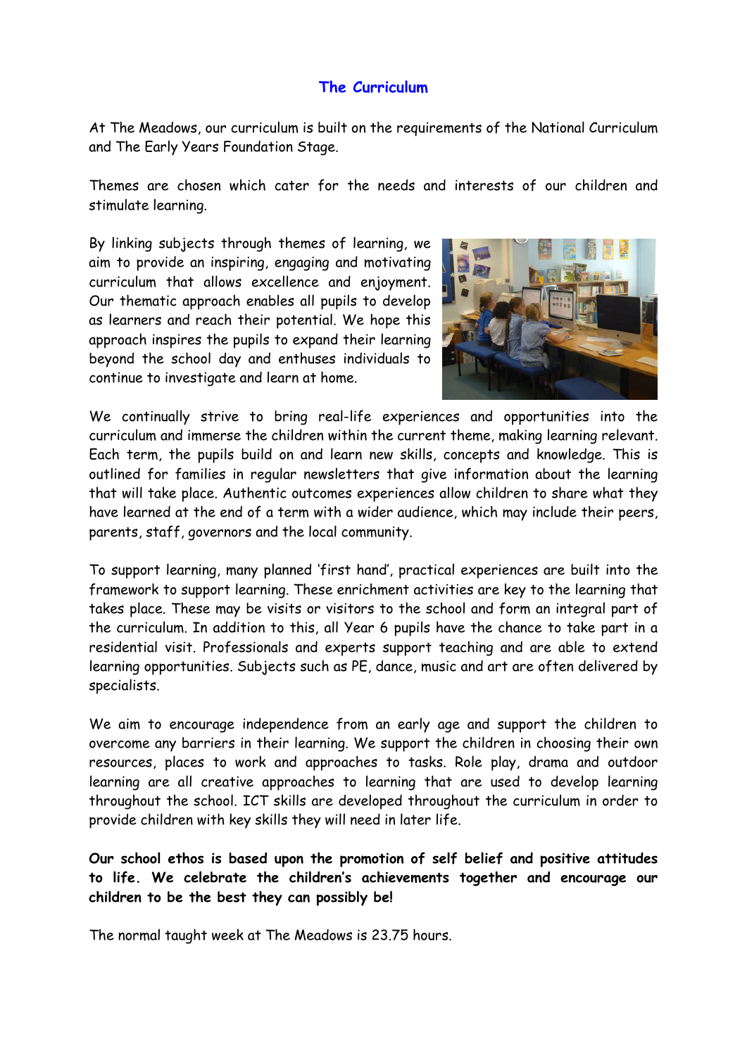# The Curriculum

At The Meadows, our curriculum is built on the requirements of the National Curriculum and The Early Years Foundation Stage.

Themes are chosen which cater for the needs and interests of our children and stimulate learning.

By linking subjects through themes of learning, we aim to provide an inspiring, engaging and motivating curriculum that allows excellence and enjoyment. Our thematic approach enables all pupils to develop as learners and reach their potential. We hope this approach inspires the pupils to expand their learning beyond the school day and enthuses individuals to continue to investigate and learn at home.

We continually strive to bring real-life experiences and opportunities into the curriculum and immerse the children within the current theme, making learning relevant. Each term, the pupils build on and learn new skills, concepts and knowledge. This is outlined for families in regular newsletters that give information about the learning that will take place. Authentic outcomes experiences allow children to share what they have learned at the end of a term with a wider audience, which may include their peers, parents, staff, governors and the local community.

To support learning, many planned 'first hand', practical experiences are built into the framework to support learning. These enrichment activities are key to the learning that takes place. These may be visits or visitors to the school and form an integral part of the curriculum. In addition to this, all Year 6 pupils have the chance to take part in a residential visit. Professionals and experts support teaching and are able to extend learning opportunities. Subjects such as PE, dance, music and art are often delivered by specialists.

We aim to encourage independence from an early age and support the children to overcome any barriers in their learning. We support the children in choosing their own resources, places to work and approaches to tasks. Role play, drama and outdoor learning are all creative approaches to learning that are used to develop learning throughout the school. ICT skills are developed throughout the curriculum in order to provide children with key skills they will need in later life.

**Our school ethos is based upon the promotion of self belief and positive attitudes to life. We celebrate the children's achievements together and encourage our children to be the best they can possibly be!**

The normal taught week at The Meadows is 23.75 hours.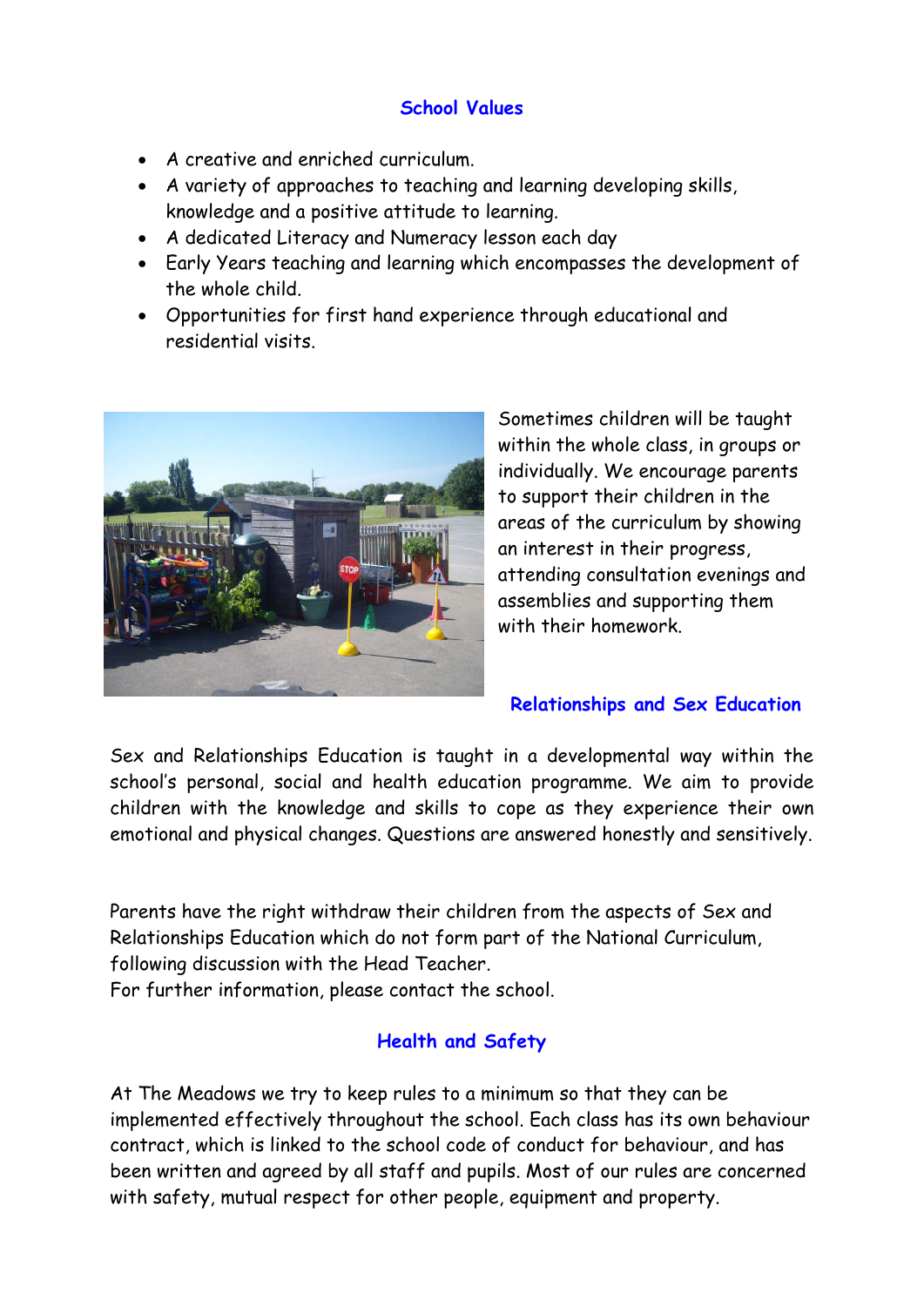## School Values

- A creative and enriched curriculum.
- A variety of approaches to teaching and learning developing skills, knowledge and a positive attitude to learning.
- A dedicated Literacy and Numeracy lesson each day
- Early Years teaching and learning which encompasses the development of the whole child.
- Opportunities for first hand experience through educational and residential visits.

Sometimes children will be taught within the whole class, in groups or individually. We encourage parents to support their children in the areas of the curriculum by showing an interest in their progress, attending consultation evenings and assemblies and supporting them with their homework.

## Relationships and Sex Education

Sex and Relationships Education is taught in a developmental way within the school's personal, social and health education programme. We aim to provide children with the knowledge and skills to cope as they experience their own emotional and physical changes. Questions are answered honestly and sensitively.

Parents have the right withdraw their children from the aspects of Sex and Relationships Education which do not form part of the National Curriculum, following discussion with the Head Teacher.
For further information, please contact the school.

## Health and Safety

At The Meadows we try to keep rules to a minimum so that they can be implemented effectively throughout the school. Each class has its own behaviour contract, which is linked to the school code of conduct for behaviour, and has been written and agreed by all staff and pupils. Most of our rules are concerned with safety, mutual respect for other people, equipment and property.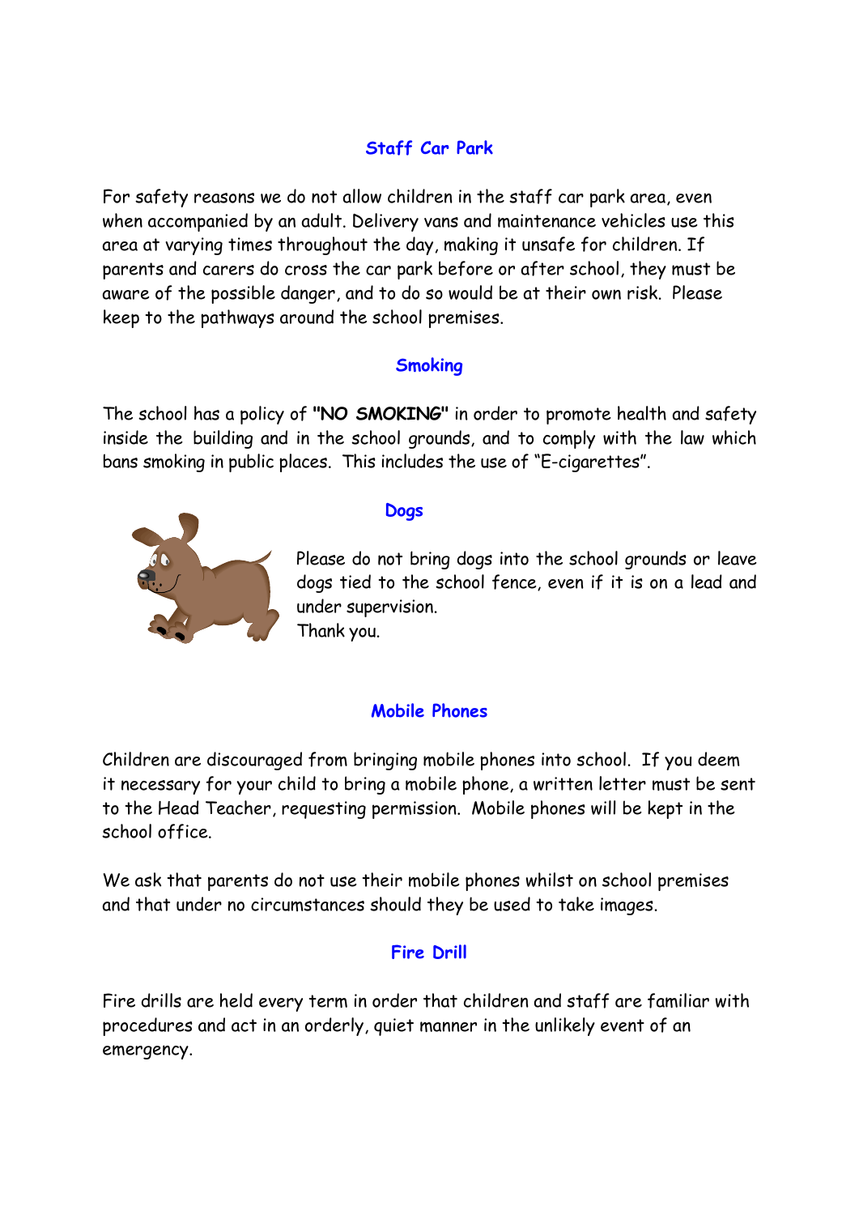## Staff Car Park

For safety reasons we do not allow children in the staff car park area, even when accompanied by an adult. Delivery vans and maintenance vehicles use this area at varying times throughout the day, making it unsafe for children. If parents and carers do cross the car park before or after school, they must be aware of the possible danger, and to do so would be at their own risk. Please keep to the pathways around the school premises.

## Smoking

The school has a policy of **"NO SMOKING"** in order to promote health and safety inside the building and in the school grounds, and to comply with the law which bans smoking in public places. This includes the use of "E-cigarettes".

## Dogs

Please do not bring dogs into the school grounds or leave dogs tied to the school fence, even if it is on a lead and under supervision.
Thank you.

## Mobile Phones

Children are discouraged from bringing mobile phones into school. If you deem it necessary for your child to bring a mobile phone, a written letter must be sent to the Head Teacher, requesting permission. Mobile phones will be kept in the school office.

We ask that parents do not use their mobile phones whilst on school premises and that under no circumstances should they be used to take images.

## Fire Drill

Fire drills are held every term in order that children and staff are familiar with procedures and act in an orderly, quiet manner in the unlikely event of an emergency.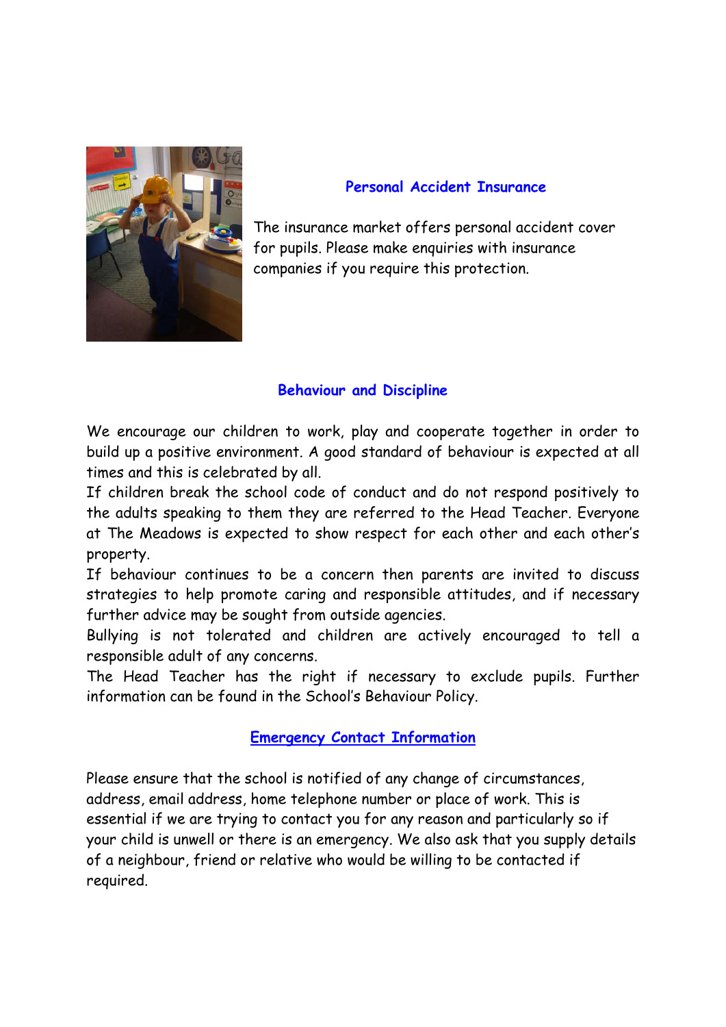## Personal Accident Insurance

The insurance market offers personal accident cover for pupils. Please make enquiries with insurance companies if you require this protection.

## Behaviour and Discipline

We encourage our children to work, play and cooperate together in order to build up a positive environment. A good standard of behaviour is expected at all times and this is celebrated by all.

If children break the school code of conduct and do not respond positively to the adults speaking to them they are referred to the Head Teacher. Everyone at The Meadows is expected to show respect for each other and each other's property.

If behaviour continues to be a concern then parents are invited to discuss strategies to help promote caring and responsible attitudes, and if necessary further advice may be sought from outside agencies.

Bullying is not tolerated and children are actively encouraged to tell a responsible adult of any concerns.

The Head Teacher has the right if necessary to exclude pupils. Further information can be found in the School's Behaviour Policy.

## Emergency Contact Information

Please ensure that the school is notified of any change of circumstances, address, email address, home telephone number or place of work. This is essential if we are trying to contact you for any reason and particularly so if your child is unwell or there is an emergency. We also ask that you supply details of a neighbour, friend or relative who would be willing to be contacted if required.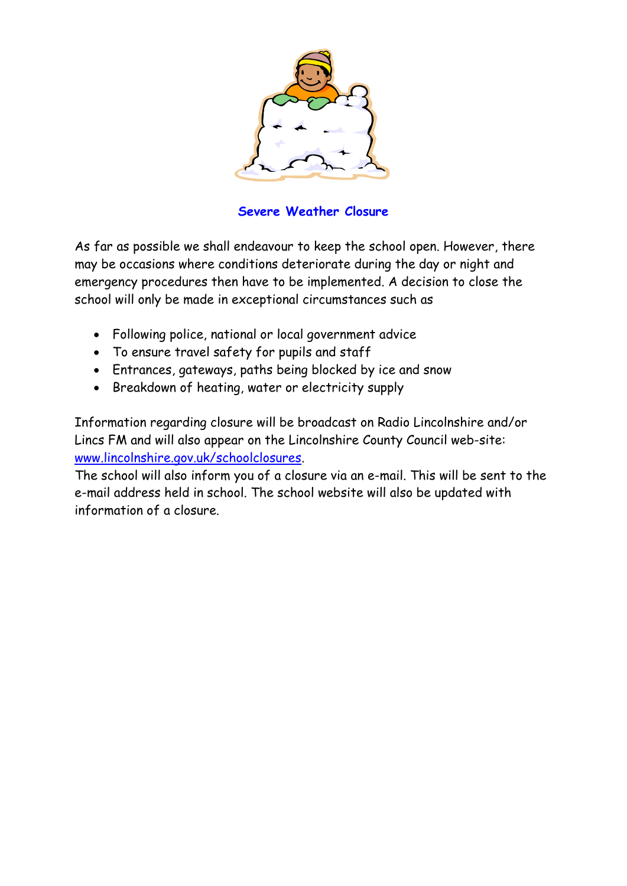## Severe Weather Closure

As far as possible we shall endeavour to keep the school open. However, there may be occasions where conditions deteriorate during the day or night and emergency procedures then have to be implemented. A decision to close the school will only be made in exceptional circumstances such as

- Following police, national or local government advice
- To ensure travel safety for pupils and staff
- Entrances, gateways, paths being blocked by ice and snow
- Breakdown of heating, water or electricity supply

Information regarding closure will be broadcast on Radio Lincolnshire and/or Lincs FM and will also appear on the Lincolnshire County Council web-site: [www.lincolnshire.gov.uk/schoolclosures](http://www.lincolnshire.gov.uk/schoolclosures).
The school will also inform you of a closure via an e-mail. This will be sent to the e-mail address held in school. The school website will also be updated with information of a closure.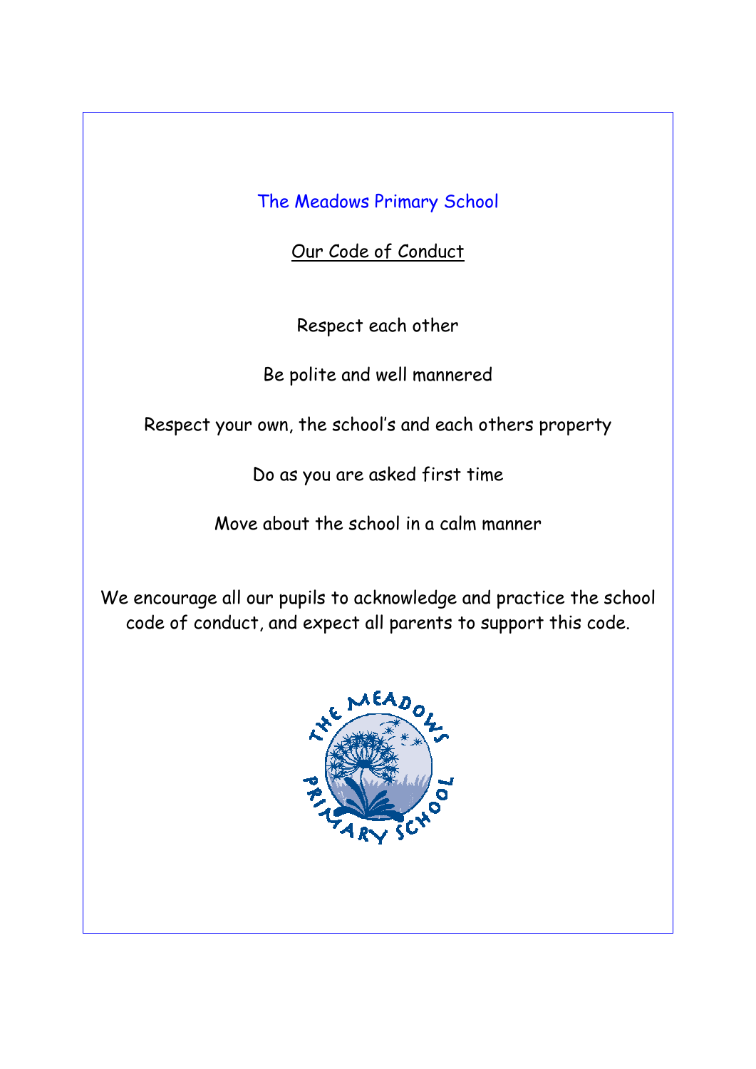The Meadows Primary School

Our Code of Conduct

Respect each other

Be polite and well mannered

Respect your own, the school's and each others property

Do as you are asked first time

Move about the school in a calm manner

We encourage all our pupils to acknowledge and practice the school code of conduct, and expect all parents to support this code.